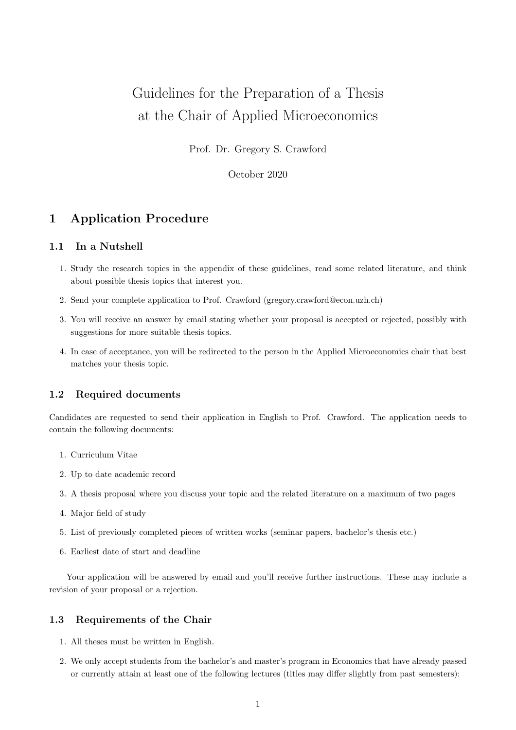# Guidelines for the Preparation of a Thesis at the Chair of Applied Microeconomics

Prof. Dr. Gregory S. Crawford

October 2020

## 1 Application Procedure

### 1.1 In a Nutshell

1. Study the research topics in the appendix of these guidelines, read some related literature, and think about possible thesis topics that interest you.
2. Send your complete application to Prof. Crawford (gregory.crawford@econ.uzh.ch)
3. You will receive an answer by email stating whether your proposal is accepted or rejected, possibly with suggestions for more suitable thesis topics.
4. In case of acceptance, you will be redirected to the person in the Applied Microeconomics chair that best matches your thesis topic.

### 1.2 Required documents

Candidates are requested to send their application in English to Prof. Crawford. The application needs to contain the following documents:

1. Curriculum Vitae
2. Up to date academic record
3. A thesis proposal where you discuss your topic and the related literature on a maximum of two pages
4. Major field of study
5. List of previously completed pieces of written works (seminar papers, bachelor's thesis etc.)
6. Earliest date of start and deadline

Your application will be answered by email and you'll receive further instructions. These may include a revision of your proposal or a rejection.

### 1.3 Requirements of the Chair

1. All theses must be written in English.
2. We only accept students from the bachelor's and master's program in Economics that have already passed or currently attain at least one of the following lectures (titles may differ slightly from past semesters):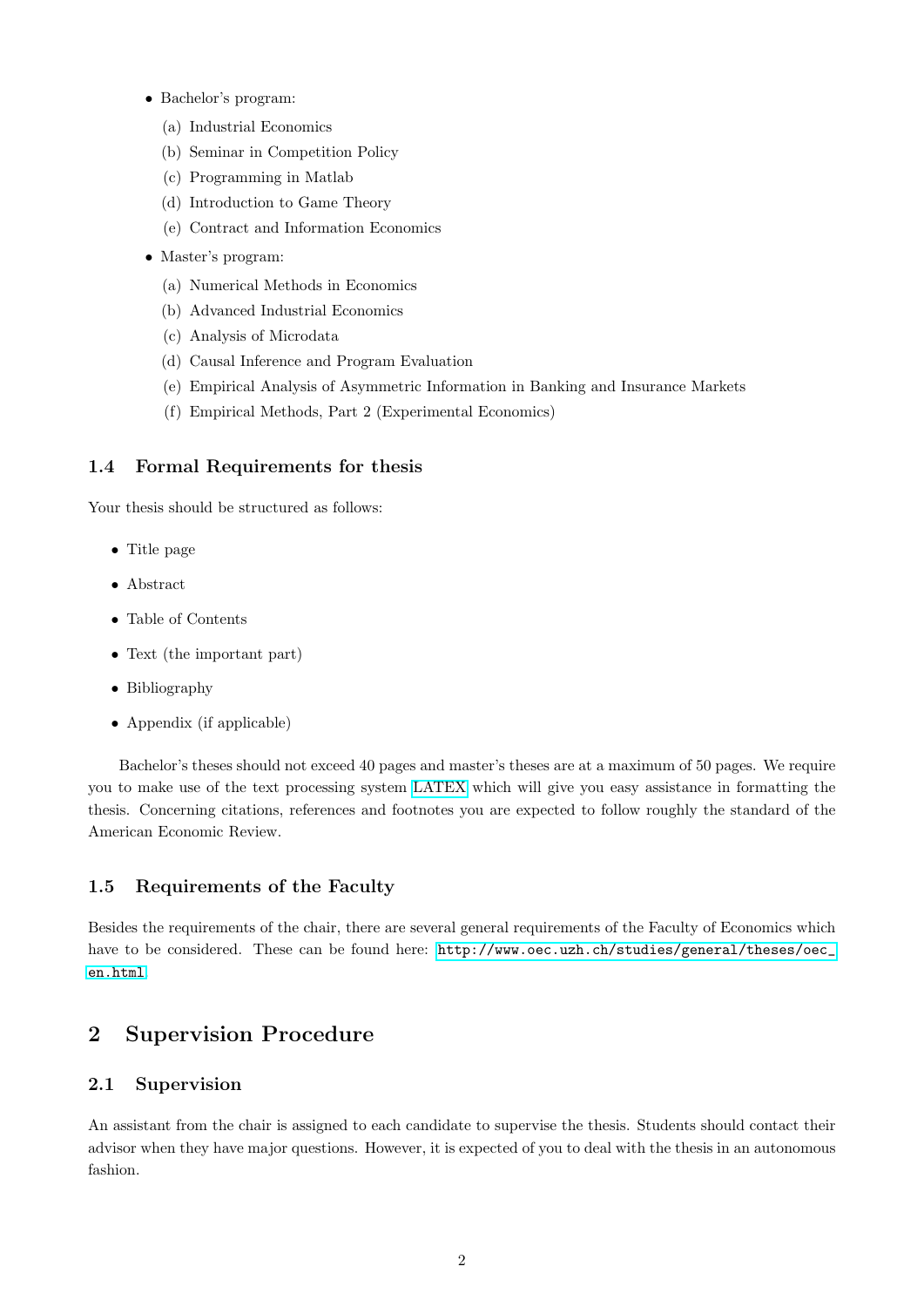- Bachelor's program:
  (a) Industrial Economics
  (b) Seminar in Competition Policy
  (c) Programming in Matlab
  (d) Introduction to Game Theory
  (e) Contract and Information Economics
- Master's program:
  (a) Numerical Methods in Economics
  (b) Advanced Industrial Economics
  (c) Analysis of Microdata
  (d) Causal Inference and Program Evaluation
  (e) Empirical Analysis of Asymmetric Information in Banking and Insurance Markets
  (f) Empirical Methods, Part 2 (Experimental Economics)

### 1.4 Formal Requirements for thesis

Your thesis should be structured as follows:

- Title page
- Abstract
- Table of Contents
- Text (the important part)
- Bibliography
- Appendix (if applicable)

Bachelor's theses should not exceed 40 pages and master's theses are at a maximum of 50 pages. We require you to make use of the text processing system LATEX which will give you easy assistance in formatting the thesis. Concerning citations, references and footnotes you are expected to follow roughly the standard of the American Economic Review.

### 1.5 Requirements of the Faculty

Besides the requirements of the chair, there are several general requirements of the Faculty of Economics which have to be considered. These can be found here: http://www.oec.uzh.ch/studies/general/theses/oec_en.html

## 2 Supervision Procedure

### 2.1 Supervision

An assistant from the chair is assigned to each candidate to supervise the thesis. Students should contact their advisor when they have major questions. However, it is expected of you to deal with the thesis in an autonomous fashion.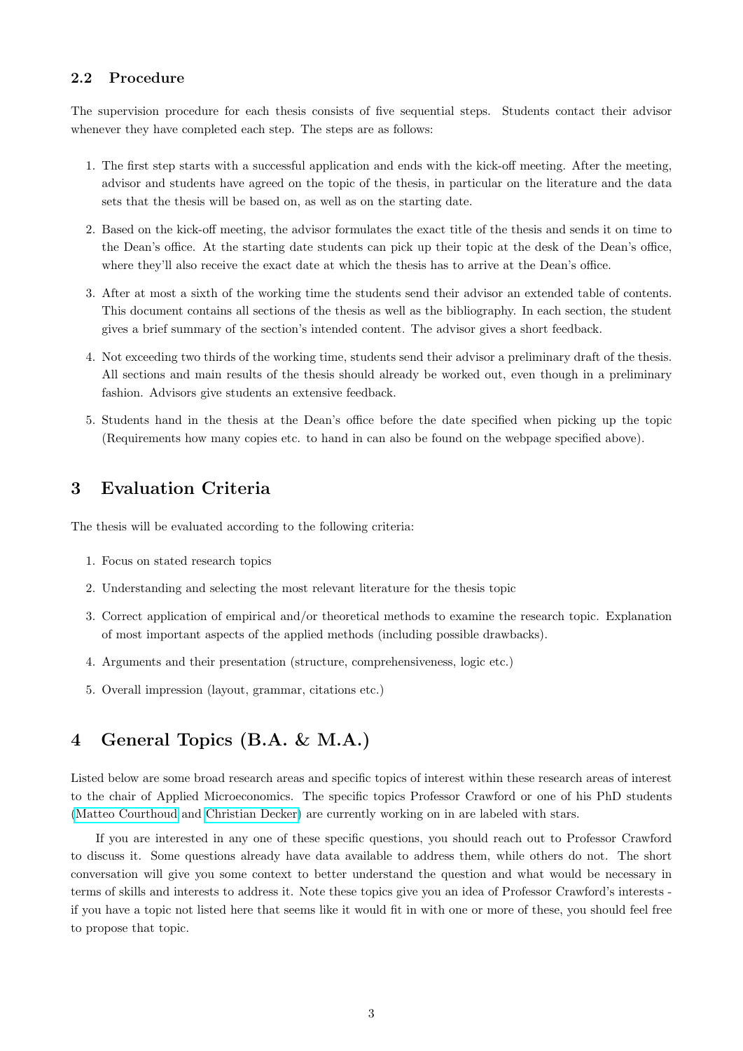### 2.2 Procedure

The supervision procedure for each thesis consists of five sequential steps. Students contact their advisor whenever they have completed each step. The steps are as follows:

1. The first step starts with a successful application and ends with the kick-off meeting. After the meeting, advisor and students have agreed on the topic of the thesis, in particular on the literature and the data sets that the thesis will be based on, as well as on the starting date.
2. Based on the kick-off meeting, the advisor formulates the exact title of the thesis and sends it on time to the Dean's office. At the starting date students can pick up their topic at the desk of the Dean's office, where they'll also receive the exact date at which the thesis has to arrive at the Dean's office.
3. After at most a sixth of the working time the students send their advisor an extended table of contents. This document contains all sections of the thesis as well as the bibliography. In each section, the student gives a brief summary of the section's intended content. The advisor gives a short feedback.
4. Not exceeding two thirds of the working time, students send their advisor a preliminary draft of the thesis. All sections and main results of the thesis should already be worked out, even though in a preliminary fashion. Advisors give students an extensive feedback.
5. Students hand in the thesis at the Dean's office before the date specified when picking up the topic (Requirements how many copies etc. to hand in can also be found on the webpage specified above).

## 3 Evaluation Criteria

The thesis will be evaluated according to the following criteria:

1. Focus on stated research topics
2. Understanding and selecting the most relevant literature for the thesis topic
3. Correct application of empirical and/or theoretical methods to examine the research topic. Explanation of most important aspects of the applied methods (including possible drawbacks).
4. Arguments and their presentation (structure, comprehensiveness, logic etc.)
5. Overall impression (layout, grammar, citations etc.)

## 4 General Topics (B.A. & M.A.)

Listed below are some broad research areas and specific topics of interest within these research areas of interest to the chair of Applied Microeconomics. The specific topics Professor Crawford or one of his PhD students (Matteo Courthoud and Christian Decker) are currently working on in are labeled with stars.

If you are interested in any one of these specific questions, you should reach out to Professor Crawford to discuss it. Some questions already have data available to address them, while others do not. The short conversation will give you some context to better understand the question and what would be necessary in terms of skills and interests to address it. Note these topics give you an idea of Professor Crawford's interests - if you have a topic not listed here that seems like it would fit in with one or more of these, you should feel free to propose that topic.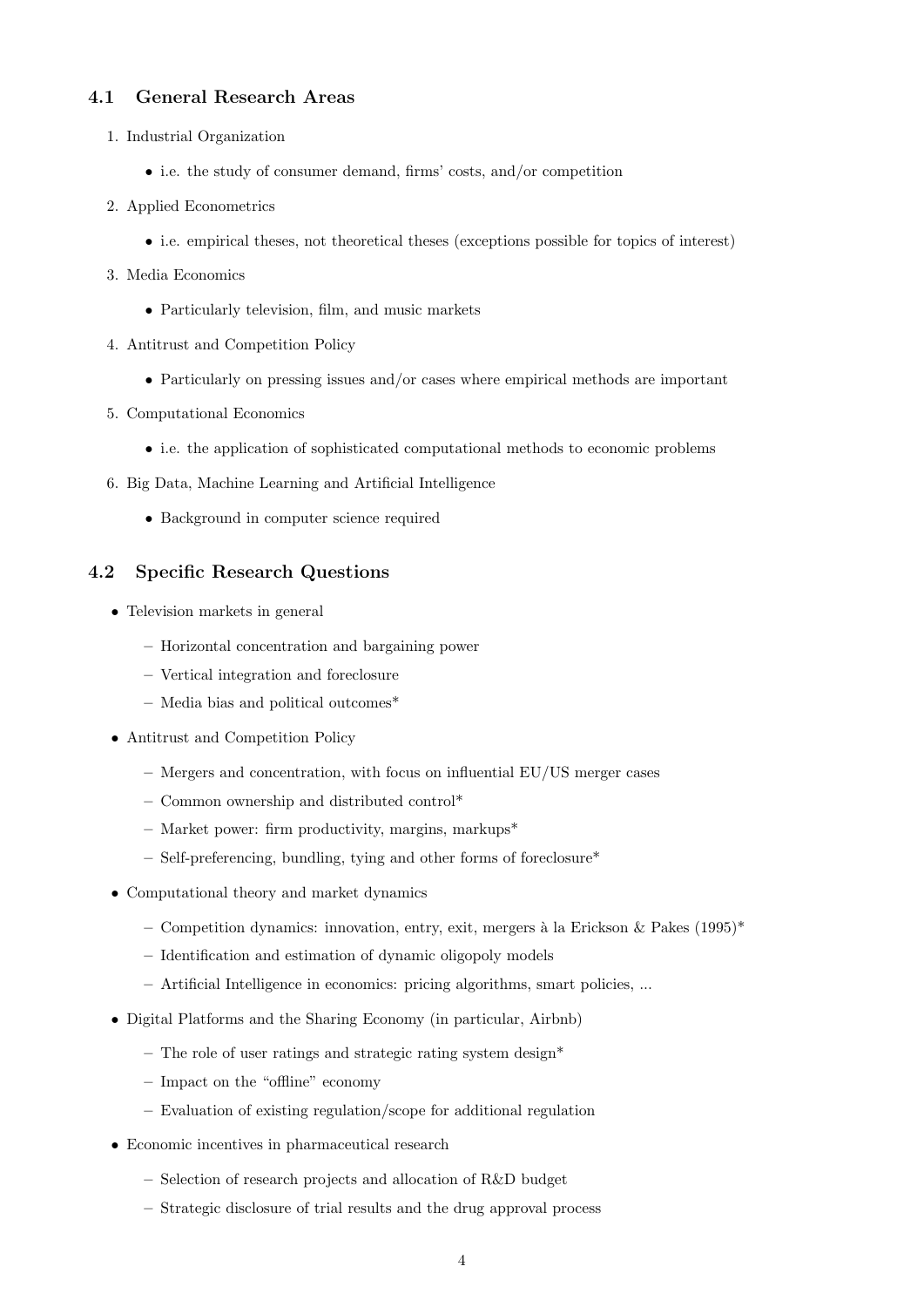### 4.1 General Research Areas

1. Industrial Organization
   - i.e. the study of consumer demand, firms' costs, and/or competition
2. Applied Econometrics
   - i.e. empirical theses, not theoretical theses (exceptions possible for topics of interest)
3. Media Economics
   - Particularly television, film, and music markets
4. Antitrust and Competition Policy
   - Particularly on pressing issues and/or cases where empirical methods are important
5. Computational Economics
   - i.e. the application of sophisticated computational methods to economic problems
6. Big Data, Machine Learning and Artificial Intelligence
   - Background in computer science required

### 4.2 Specific Research Questions

- Television markets in general
  - Horizontal concentration and bargaining power
  - Vertical integration and foreclosure
  - Media bias and political outcomes*
- Antitrust and Competition Policy
  - Mergers and concentration, with focus on influential EU/US merger cases
  - Common ownership and distributed control*
  - Market power: firm productivity, margins, markups*
  - Self-preferencing, bundling, tying and other forms of foreclosure*
- Computational theory and market dynamics
  - Competition dynamics: innovation, entry, exit, mergers à la Erickson & Pakes (1995)*
  - Identification and estimation of dynamic oligopoly models
  - Artificial Intelligence in economics: pricing algorithms, smart policies, ...
- Digital Platforms and the Sharing Economy (in particular, Airbnb)
  - The role of user ratings and strategic rating system design*
  - Impact on the "offline" economy
  - Evaluation of existing regulation/scope for additional regulation
- Economic incentives in pharmaceutical research
  - Selection of research projects and allocation of R&D budget
  - Strategic disclosure of trial results and the drug approval process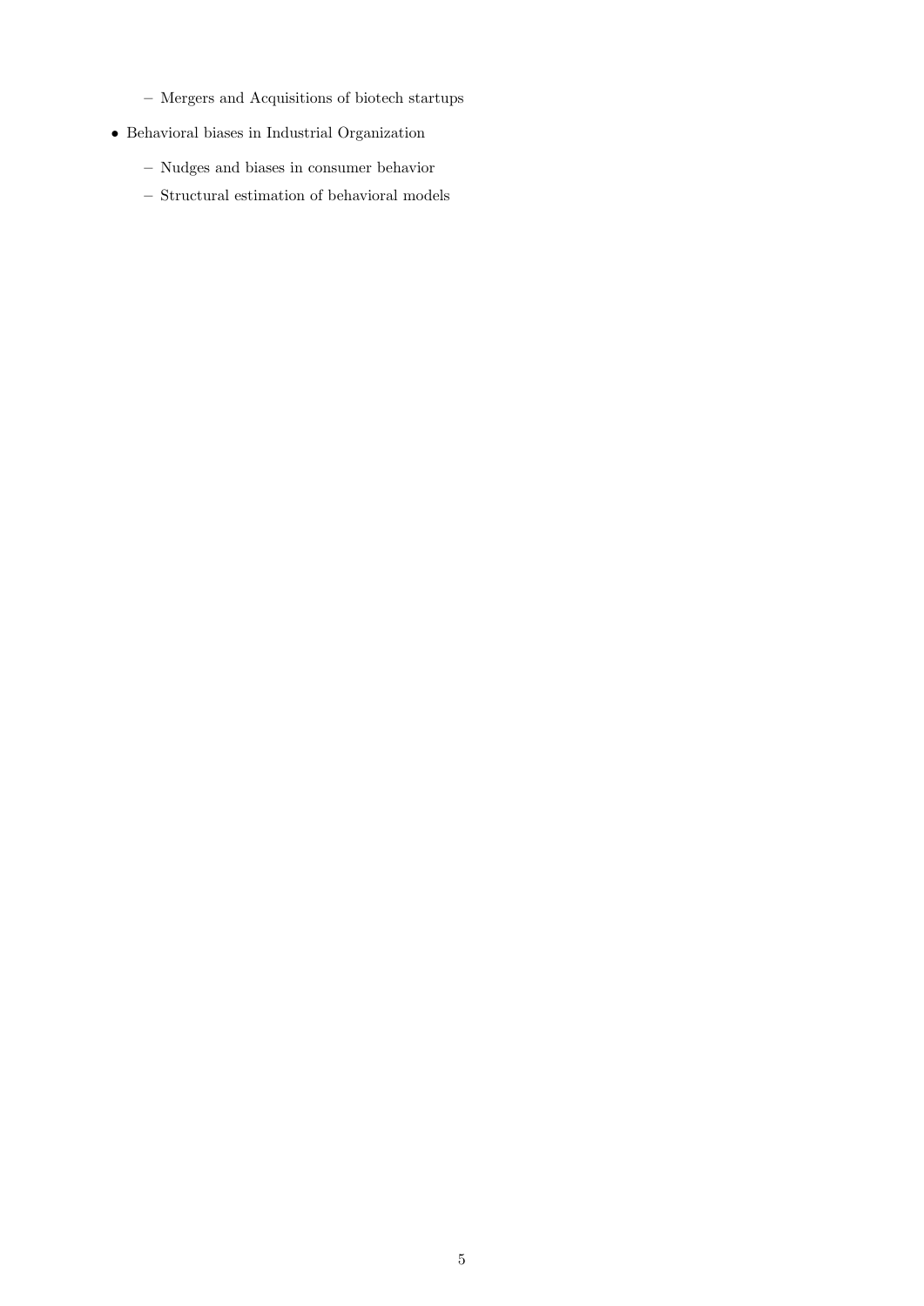- Mergers and Acquisitions of biotech startups
- Behavioral biases in Industrial Organization
  - Nudges and biases in consumer behavior
  - Structural estimation of behavioral models